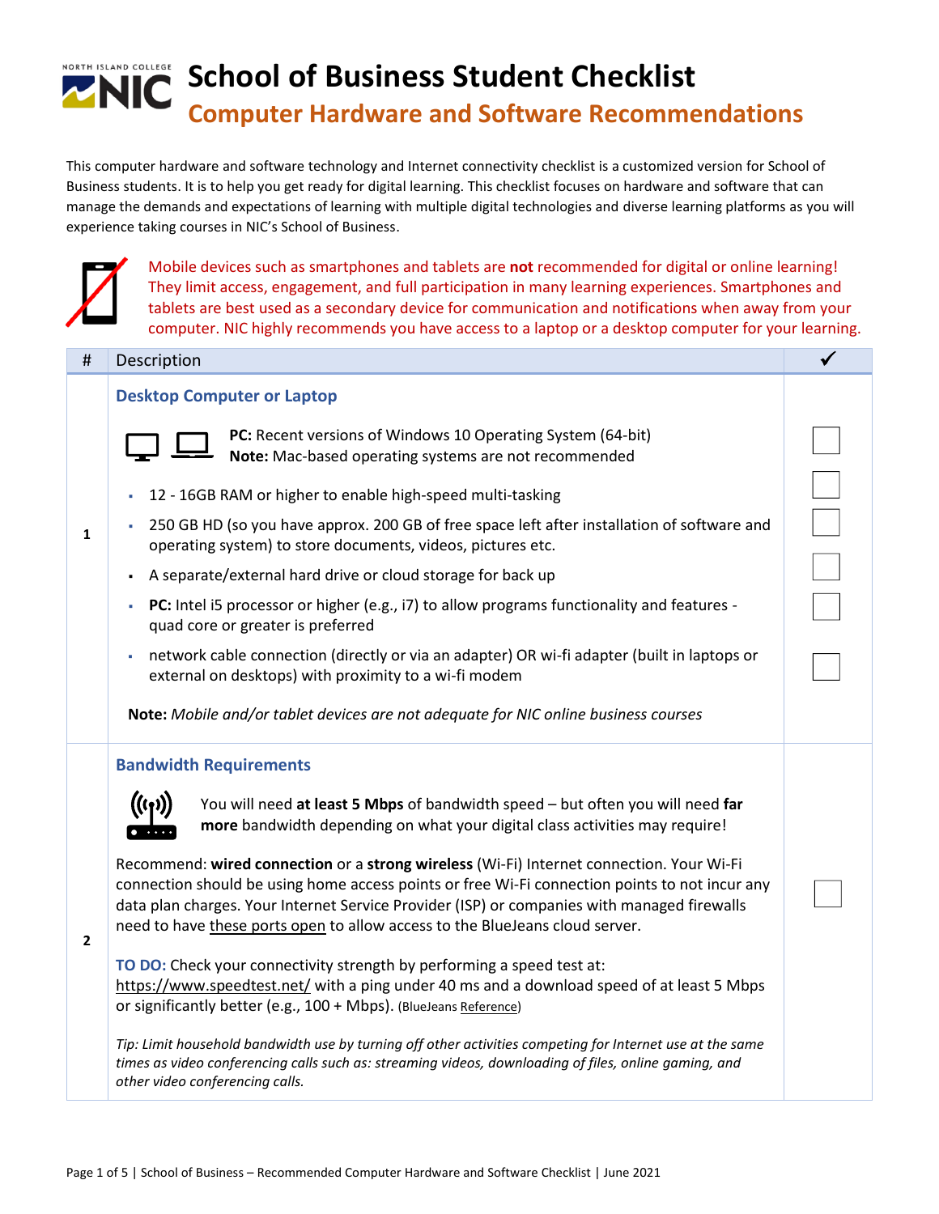# School of Business Student Checklist

## Computer Hardware and Software Recommendations

This computer hardware and software technology and Internet connectivity checklist is a customized version for School of Business students. It is to help you get ready for digital learning. This checklist focuses on hardware and software that can manage the demands and expectations of learning with multiple digital technologies and diverse learning platforms as you will experience taking courses in NIC's School of Business.

Mobile devices such as smartphones and tablets are **not** recommended for digital or online learning! They limit access, engagement, and full participation in many learning experiences. Smartphones and tablets are best used as a secondary device for communication and notifications when away from your computer. NIC highly recommends you have access to a laptop or a desktop computer for your learning.

| # | Description | ✓ |
|---|---|---|
| 1 | **Desktop Computer or Laptop**<br><br>**PC:** Recent versions of Windows 10 Operating System (64-bit)<br>**Note:** Mac-based operating systems are not recommended<br><br>▪ 12 - 16GB RAM or higher to enable high-speed multi-tasking<br>▪ 250 GB HD (so you have approx. 200 GB of free space left after installation of software and operating system) to store documents, videos, pictures etc.<br>▪ A separate/external hard drive or cloud storage for back up<br>▪ **PC:** Intel i5 processor or higher (e.g., i7) to allow programs functionality and features - quad core or greater is preferred<br>▪ network cable connection (directly or via an adapter) OR wi-fi adapter (built in laptops or external on desktops) with proximity to a wi-fi modem<br><br>**Note:** *Mobile and/or tablet devices are not adequate for NIC online business courses* | ☐<br>☐<br>☐<br>☐<br>☐<br>☐ |
| 2 | **Bandwidth Requirements**<br><br>You will need **at least 5 Mbps** of bandwidth speed – but often you will need **far more** bandwidth depending on what your digital class activities may require!<br><br>Recommend: **wired connection** or a **strong wireless** (Wi-Fi) Internet connection. Your Wi-Fi connection should be using home access points or free Wi-Fi connection points to not incur any data plan charges. Your Internet Service Provider (ISP) or companies with managed firewalls need to have these ports open to allow access to the BlueJeans cloud server.<br><br>**TO DO:** Check your connectivity strength by performing a speed test at: https://www.speedtest.net/ with a ping under 40 ms and a download speed of at least 5 Mbps or significantly better (e.g., 100 + Mbps). (BlueJeans Reference)<br><br>*Tip: Limit household bandwidth use by turning off other activities competing for Internet use at the same times as video conferencing calls such as: streaming videos, downloading of files, online gaming, and other video conferencing calls.* | ☐ |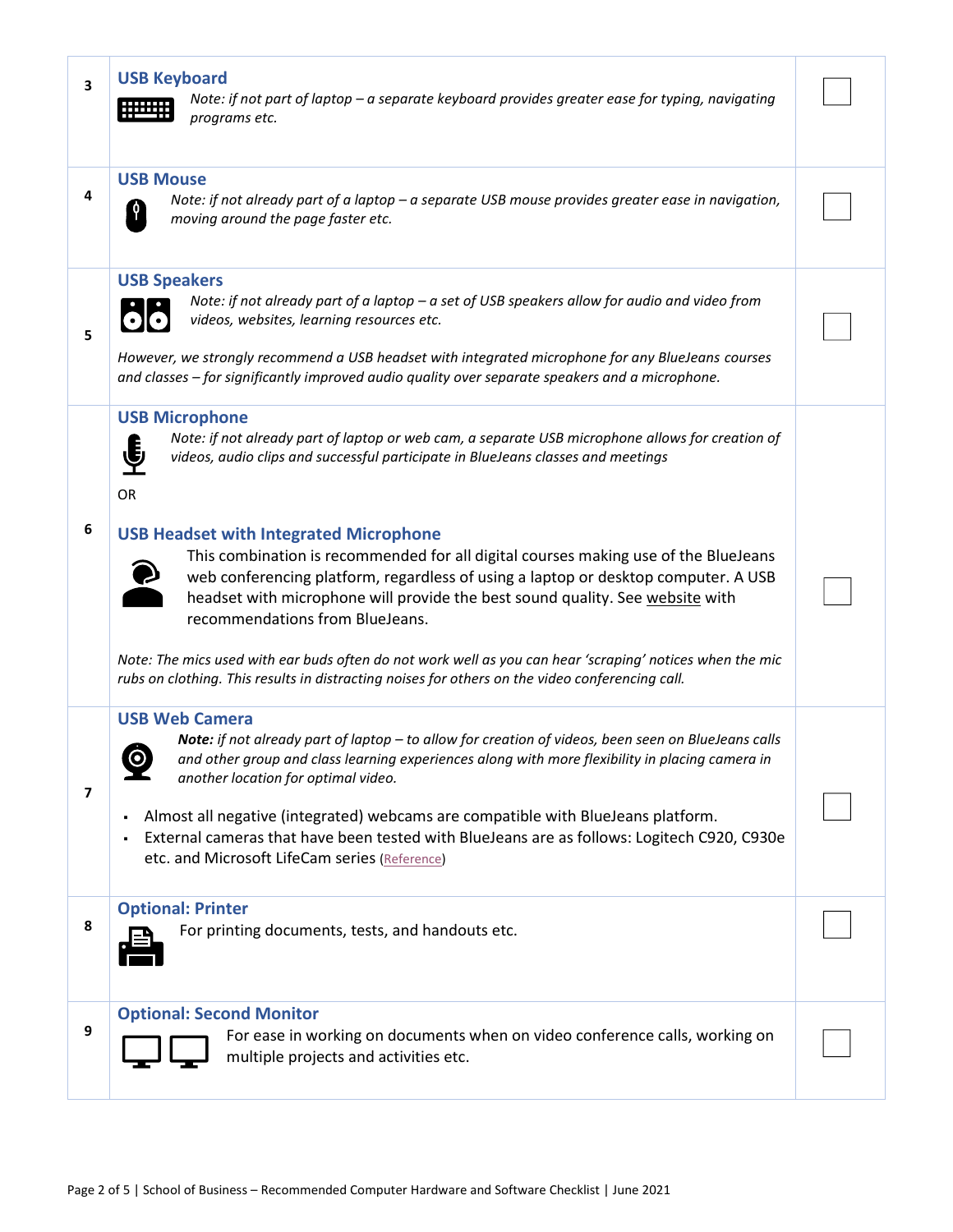| # | Item | ☐ |
|---|---|---|
| 3 | **USB Keyboard**<br>*Note: if not part of laptop – a separate keyboard provides greater ease for typing, navigating programs etc.* | ☐ |
| 4 | **USB Mouse**<br>*Note: if not already part of a laptop – a separate USB mouse provides greater ease in navigation, moving around the page faster etc.* | ☐ |
| 5 | **USB Speakers**<br>*Note: if not already part of a laptop – a set of USB speakers allow for audio and video from videos, websites, learning resources etc.*<br><br>*However, we strongly recommend a USB headset with integrated microphone for any BlueJeans courses and classes – for significantly improved audio quality over separate speakers and a microphone.* | ☐ |
| 6 | **USB Microphone**<br>*Note: if not already part of laptop or web cam, a separate USB microphone allows for creation of videos, audio clips and successful participate in BlueJeans classes and meetings*<br><br>OR<br><br>**USB Headset with Integrated Microphone**<br>This combination is recommended for all digital courses making use of the BlueJeans web conferencing platform, regardless of using a laptop or desktop computer. A USB headset with microphone will provide the best sound quality. See website with recommendations from BlueJeans.<br><br>*Note: The mics used with ear buds often do not work well as you can hear 'scraping' notices when the mic rubs on clothing. This results in distracting noises for others on the video conferencing call.* | ☐ |
| 7 | **USB Web Camera**<br>***Note:*** *if not already part of laptop – to allow for creation of videos, been seen on BlueJeans calls and other group and class learning experiences along with more flexibility in placing camera in another location for optimal video.*<br><br>- Almost all negative (integrated) webcams are compatible with BlueJeans platform.<br>- External cameras that have been tested with BlueJeans are as follows: Logitech C920, C930e etc. and Microsoft LifeCam series (Reference) | ☐ |
| 8 | **Optional: Printer**<br>For printing documents, tests, and handouts etc. | ☐ |
| 9 | **Optional: Second Monitor**<br>For ease in working on documents when on video conference calls, working on multiple projects and activities etc. | ☐ |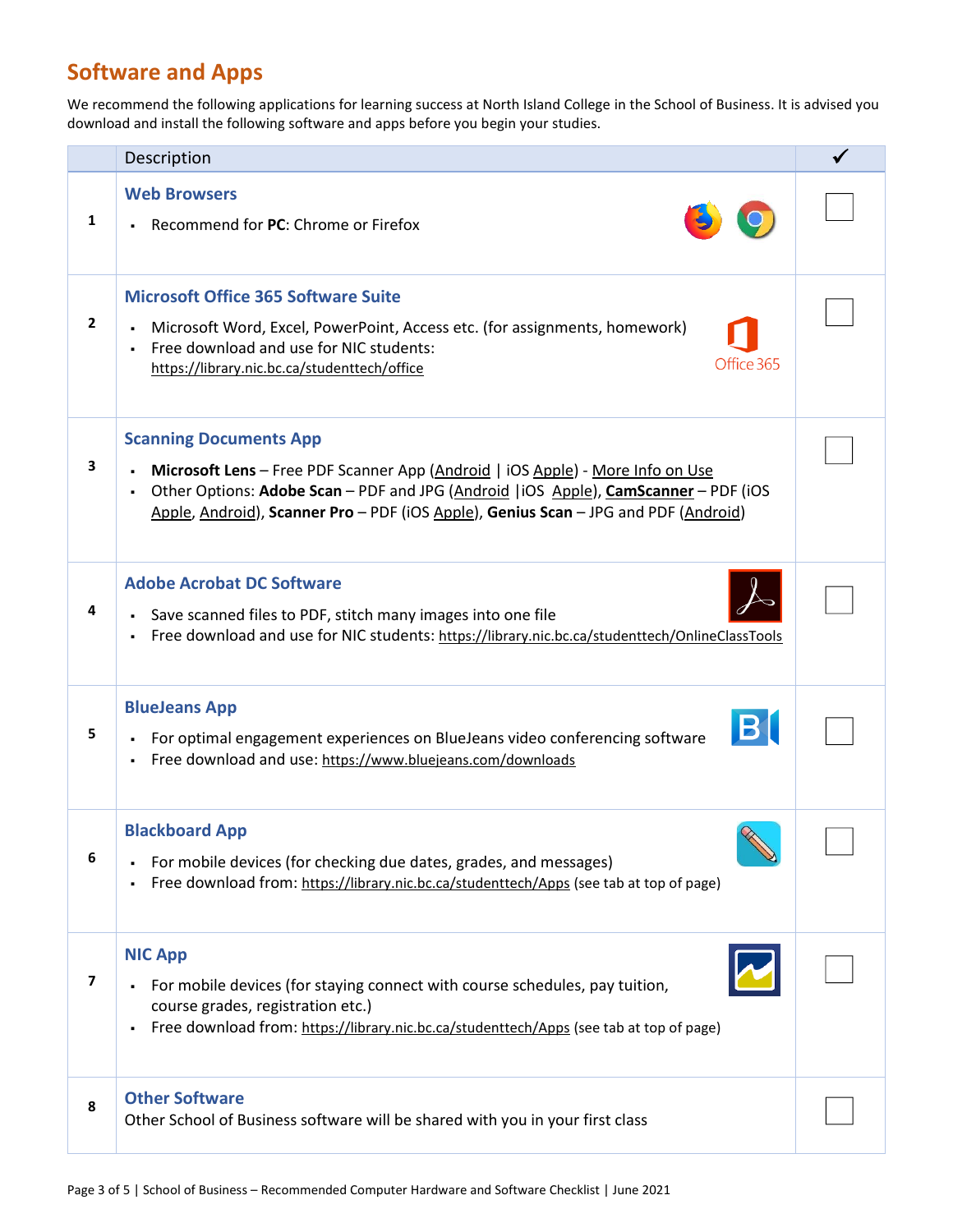## Software and Apps

We recommend the following applications for learning success at North Island College in the School of Business. It is advised you download and install the following software and apps before you begin your studies.

| | Description | ✓ |
|---|---|---|
| 1 | **Web Browsers**<br>▪ Recommend for **PC**: Chrome or Firefox | ☐ |
| 2 | **Microsoft Office 365 Software Suite**<br>▪ Microsoft Word, Excel, PowerPoint, Access etc. (for assignments, homework)<br>▪ Free download and use for NIC students: https://library.nic.bc.ca/studenttech/office<br>Office 365 | ☐ |
| 3 | **Scanning Documents App**<br>▪ **Microsoft Lens** – Free PDF Scanner App (Android \| iOS Apple) - More Info on Use<br>▪ Other Options: **Adobe Scan** – PDF and JPG (Android \|iOS Apple), **CamScanner** – PDF (iOS Apple, Android), **Scanner Pro** – PDF (iOS Apple), **Genius Scan** – JPG and PDF (Android) | ☐ |
| 4 | **Adobe Acrobat DC Software**<br>▪ Save scanned files to PDF, stitch many images into one file<br>▪ Free download and use for NIC students: https://library.nic.bc.ca/studenttech/OnlineClassTools | ☐ |
| 5 | **BlueJeans App**<br>▪ For optimal engagement experiences on BlueJeans video conferencing software<br>▪ Free download and use: https://www.bluejeans.com/downloads | ☐ |
| 6 | **Blackboard App**<br>▪ For mobile devices (for checking due dates, grades, and messages)<br>▪ Free download from: https://library.nic.bc.ca/studenttech/Apps (see tab at top of page) | ☐ |
| 7 | **NIC App**<br>▪ For mobile devices (for staying connect with course schedules, pay tuition, course grades, registration etc.)<br>▪ Free download from: https://library.nic.bc.ca/studenttech/Apps (see tab at top of page) | ☐ |
| 8 | **Other Software**<br>Other School of Business software will be shared with you in your first class | ☐ |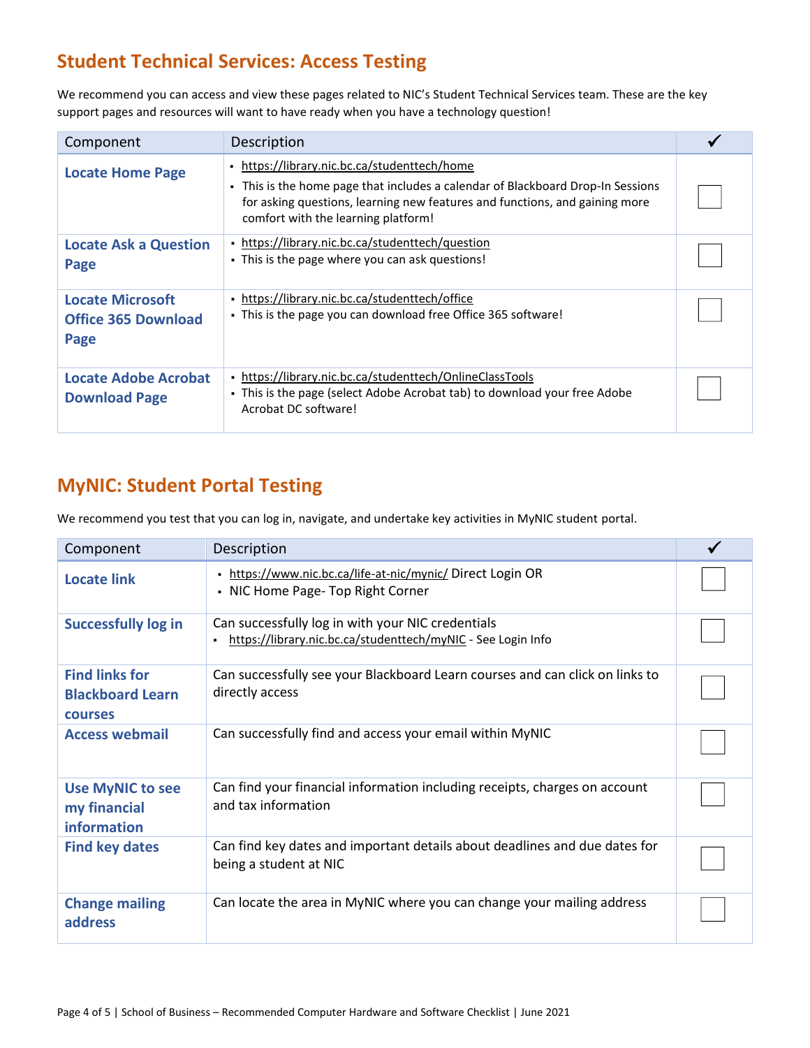## Student Technical Services: Access Testing

We recommend you can access and view these pages related to NIC's Student Technical Services team. These are the key support pages and resources will want to have ready when you have a technology question!

| Component | Description | ✓ |
|---|---|---|
| **Locate Home Page** | ▪ https://library.nic.bc.ca/studenttech/home<br>▪ This is the home page that includes a calendar of Blackboard Drop-In Sessions for asking questions, learning new features and functions, and gaining more comfort with the learning platform! | ☐ |
| **Locate Ask a Question Page** | ▪ https://library.nic.bc.ca/studenttech/question<br>▪ This is the page where you can ask questions! | ☐ |
| **Locate Microsoft Office 365 Download Page** | ▪ https://library.nic.bc.ca/studenttech/office<br>▪ This is the page you can download free Office 365 software! | ☐ |
| **Locate Adobe Acrobat Download Page** | ▪ https://library.nic.bc.ca/studenttech/OnlineClassTools<br>▪ This is the page (select Adobe Acrobat tab) to download your free Adobe Acrobat DC software! | ☐ |

## MyNIC: Student Portal Testing

We recommend you test that you can log in, navigate, and undertake key activities in MyNIC student portal.

| Component | Description | ✓ |
|---|---|---|
| **Locate link** | ▪ https://www.nic.bc.ca/life-at-nic/mynic/ Direct Login OR<br>▪ NIC Home Page- Top Right Corner | ☐ |
| **Successfully log in** | Can successfully log in with your NIC credentials<br>▪ https://library.nic.bc.ca/studenttech/myNIC - See Login Info | ☐ |
| **Find links for Blackboard Learn courses** | Can successfully see your Blackboard Learn courses and can click on links to directly access | ☐ |
| **Access webmail** | Can successfully find and access your email within MyNIC | ☐ |
| **Use MyNIC to see my financial information** | Can find your financial information including receipts, charges on account and tax information | ☐ |
| **Find key dates** | Can find key dates and important details about deadlines and due dates for being a student at NIC | ☐ |
| **Change mailing address** | Can locate the area in MyNIC where you can change your mailing address | ☐ |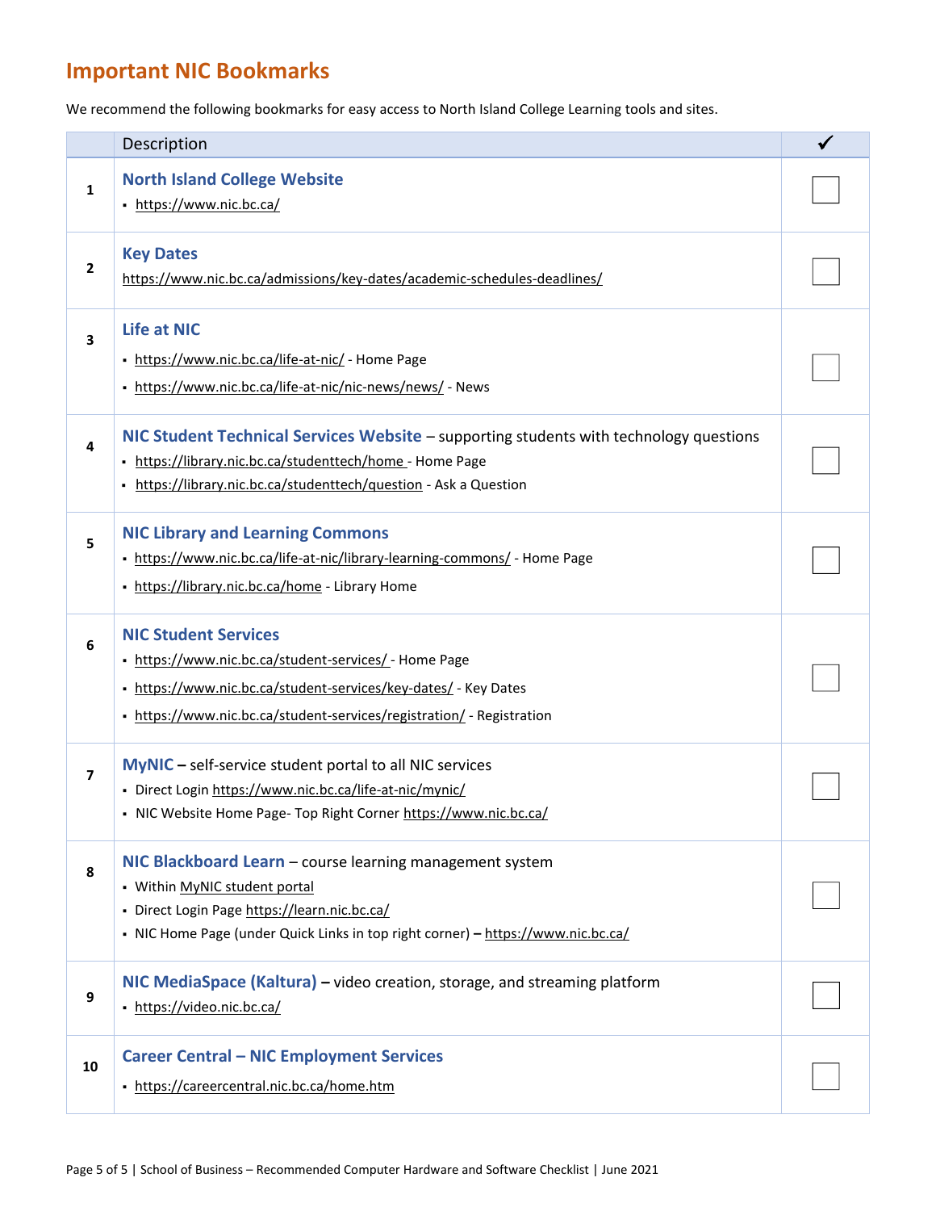## Important NIC Bookmarks

We recommend the following bookmarks for easy access to North Island College Learning tools and sites.

| | Description | ✓ |
|---|---|---|
| 1 | **North Island College Website**<br>▪ https://www.nic.bc.ca/ | ☐ |
| 2 | **Key Dates**<br>https://www.nic.bc.ca/admissions/key-dates/academic-schedules-deadlines/ | ☐ |
| 3 | **Life at NIC**<br>▪ https://www.nic.bc.ca/life-at-nic/ - Home Page<br>▪ https://www.nic.bc.ca/life-at-nic/nic-news/news/ - News | ☐ |
| 4 | **NIC Student Technical Services Website** – supporting students with technology questions<br>▪ https://library.nic.bc.ca/studenttech/home - Home Page<br>▪ https://library.nic.bc.ca/studenttech/question - Ask a Question | ☐ |
| 5 | **NIC Library and Learning Commons**<br>▪ https://www.nic.bc.ca/life-at-nic/library-learning-commons/ - Home Page<br>▪ https://library.nic.bc.ca/home - Library Home | ☐ |
| 6 | **NIC Student Services**<br>▪ https://www.nic.bc.ca/student-services/ - Home Page<br>▪ https://www.nic.bc.ca/student-services/key-dates/ - Key Dates<br>▪ https://www.nic.bc.ca/student-services/registration/ - Registration | ☐ |
| 7 | **MyNIC** – self-service student portal to all NIC services<br>▪ Direct Login https://www.nic.bc.ca/life-at-nic/mynic/<br>▪ NIC Website Home Page- Top Right Corner https://www.nic.bc.ca/ | ☐ |
| 8 | **NIC Blackboard Learn** – course learning management system<br>▪ Within MyNIC student portal<br>▪ Direct Login Page https://learn.nic.bc.ca/<br>▪ NIC Home Page (under Quick Links in top right corner) – https://www.nic.bc.ca/ | ☐ |
| 9 | **NIC MediaSpace (Kaltura)** – video creation, storage, and streaming platform<br>▪ https://video.nic.bc.ca/ | ☐ |
| 10 | **Career Central – NIC Employment Services**<br>▪ https://careercentral.nic.bc.ca/home.htm | ☐ |